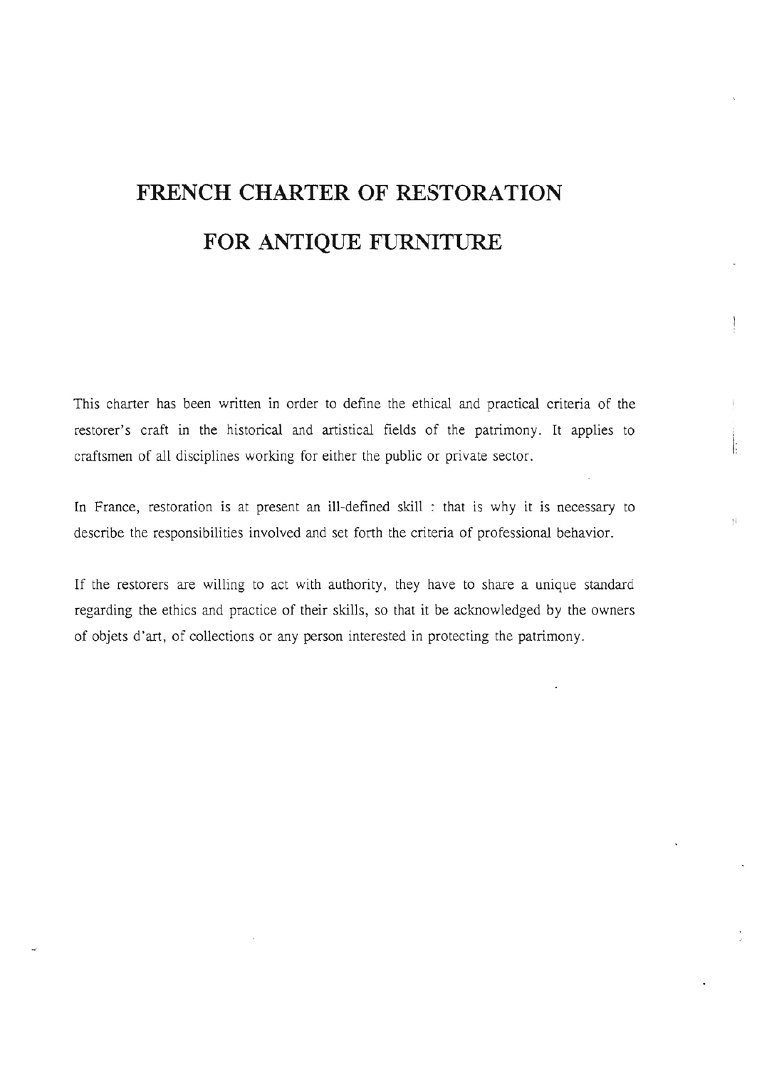# FRENCH CHARTER OF RESTORATION FOR ANTIQUE FURNITURE

This charter has been written in order to define the ethical and practical criteria of the restorer's craft in the historical and artistical fields of the patrimony. It applies to craftsmen of all disciplines working for either the public or private sector.

In France, restoration is at present an ill-defined skill : that is why it is necessary to describe the responsibilities involved and set forth the criteria of professional behavior.

If the restorers are willing to act with authority, they have to share a unique standard regarding the ethics and practice of their skills, so that it be acknowledged by the owners of objets d'art, of collections or any person interested in protecting the patrimony.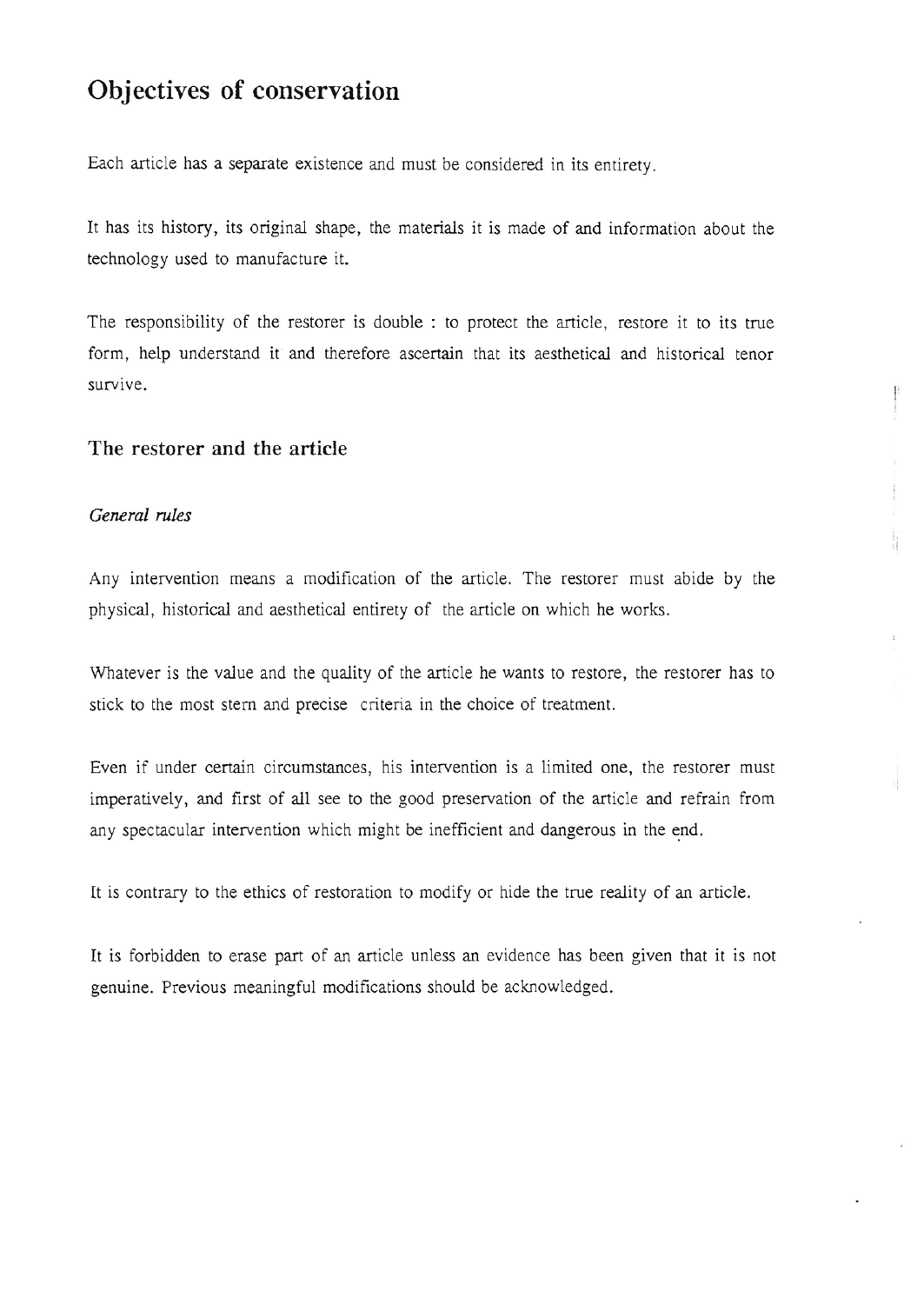# Objectives of conservation

Each article has a separate existence and must be considered in its entirety.

It has its history, its original shape, the materials it is made of and information about the technology used to manufacture it.

The responsibility of the restorer is double : to protect the article, restore it to its true form, help understand it and therefore ascertain that its aesthetical and historical tenor survive.

## The restorer and the article

### *General rules*

Any intervention means a modification of the article. The restorer must abide by the physical, historical and aesthetical entirety of the article on which he works.

Whatever is the value and the quality of the article he wants to restore, the restorer has to stick to the most stern and precise criteria in the choice of treatment.

Even if under certain circumstances, his intervention is a limited one, the restorer must imperatively, and first of all see to the good preservation of the article and refrain from any spectacular intervention which might be inefficient and dangerous in the end.

It is contrary to the ethics of restoration to modify or hide the true reality of an article.

It is forbidden to erase part of an article unless an evidence has been given that it is not genuine. Previous meaningful modifications should be acknowledged.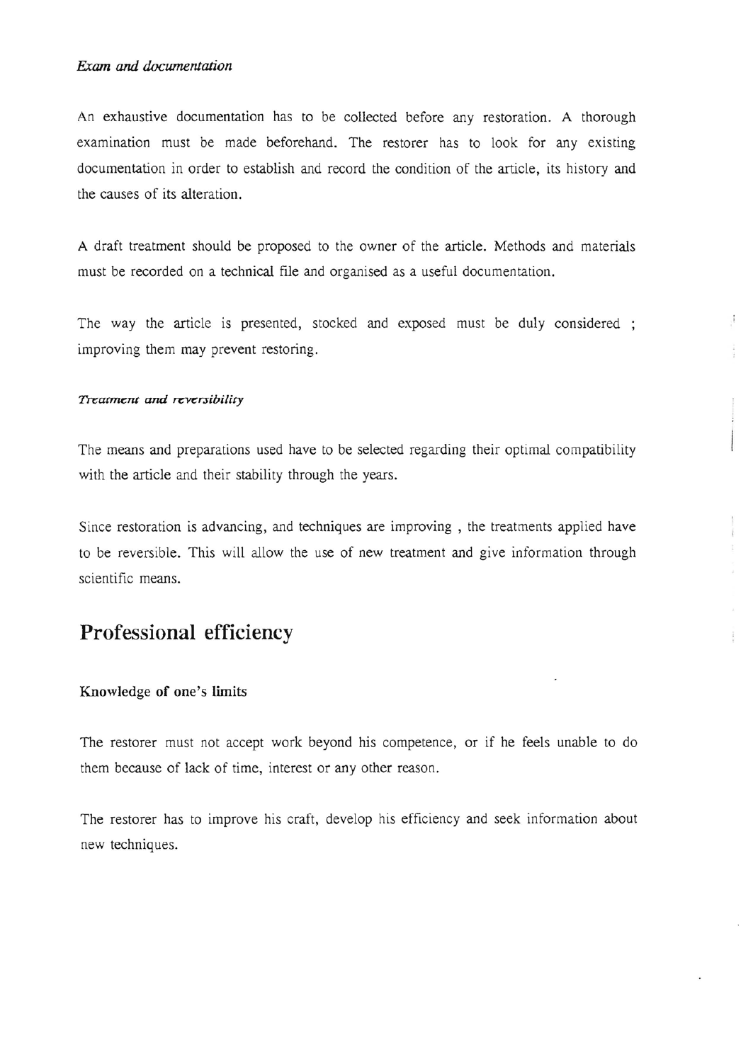*Exam and documentation*

An exhaustive documentation has to be collected before any restoration. A thorough examination must be made beforehand. The restorer has to look for any existing documentation in order to establish and record the condition of the article, its history and the causes of its alteration.

A draft treatment should be proposed to the owner of the article. Methods and materials must be recorded on a technical file and organised as a useful documentation.

The way the article is presented, stocked and exposed must be duly considered ; improving them may prevent restoring.

*Treatment and reversibility*

The means and preparations used have to be selected regarding their optimal compatibility with the article and their stability through the years.

Since restoration is advancing, and techniques are improving , the treatments applied have to be reversible. This will allow the use of new treatment and give information through scientific means.

## Professional efficiency

### Knowledge of one's limits

The restorer must not accept work beyond his competence, or if he feels unable to do them because of lack of time, interest or any other reason.

The restorer has to improve his craft, develop his efficiency and seek information about new techniques.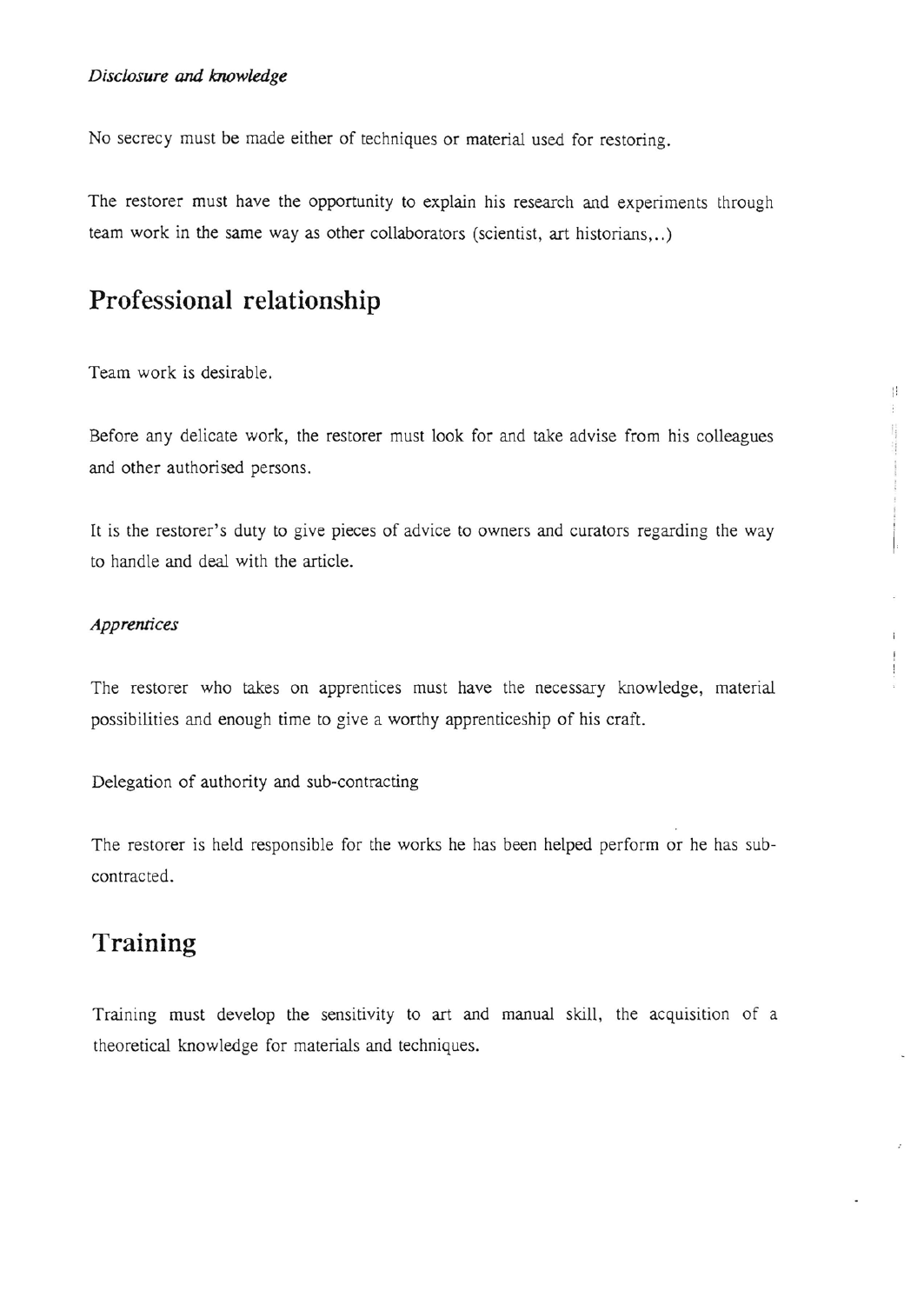*Disclosure and knowledge*

No secrecy must be made either of techniques or material used for restoring.

The restorer must have the opportunity to explain his research and experiments through team work in the same way as other collaborators (scientist, art historians,..)

## Professional relationship

Team work is desirable.

Before any delicate work, the restorer must look for and take advise from his colleagues and other authorised persons.

It is the restorer's duty to give pieces of advice to owners and curators regarding the way to handle and deal with the article.

*Apprentices*

The restorer who takes on apprentices must have the necessary knowledge, material possibilities and enough time to give a worthy apprenticeship of his craft.

Delegation of authority and sub-contracting

The restorer is held responsible for the works he has been helped perform or he has sub-contracted.

## Training

Training must develop the sensitivity to art and manual skill, the acquisition of a theoretical knowledge for materials and techniques.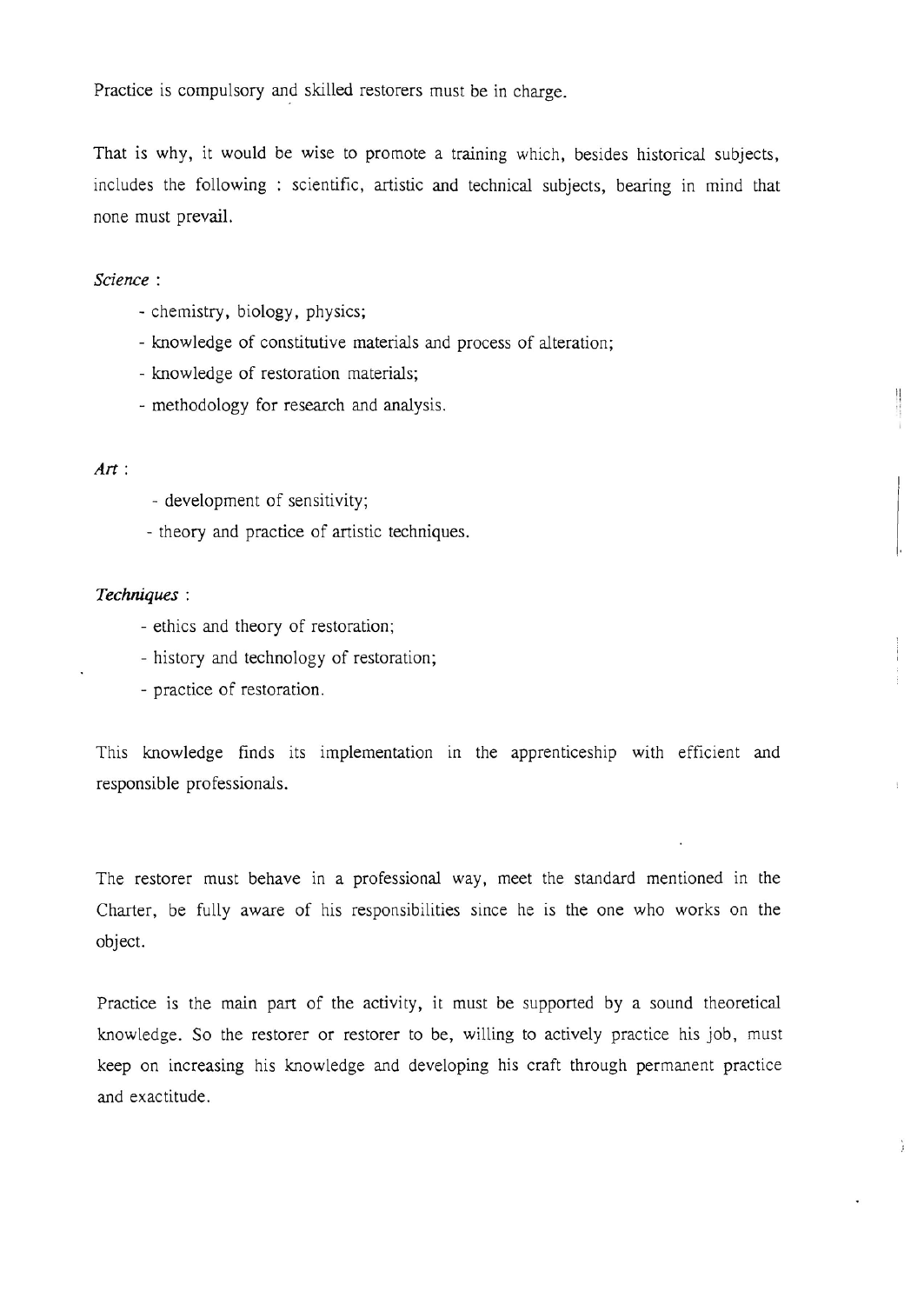Practice is compulsory and skilled restorers must be in charge.

That is why, it would be wise to promote a training which, besides historical subjects, includes the following : scientific, artistic and technical subjects, bearing in mind that none must prevail.

*Science* :

- chemistry, biology, physics;
- knowledge of constitutive materials and process of alteration;
- knowledge of restoration materials;
- methodology for research and analysis.

*Art* :

- development of sensitivity;
- theory and practice of artistic techniques.

*Techniques* :

- ethics and theory of restoration;
- history and technology of restoration;
- practice of restoration.

This knowledge finds its implementation in the apprenticeship with efficient and responsible professionals.

The restorer must behave in a professional way, meet the standard mentioned in the Charter, be fully aware of his responsibilities since he is the one who works on the object.

Practice is the main part of the activity, it must be supported by a sound theoretical knowledge. So the restorer or restorer to be, willing to actively practice his job, must keep on increasing his knowledge and developing his craft through permanent practice and exactitude.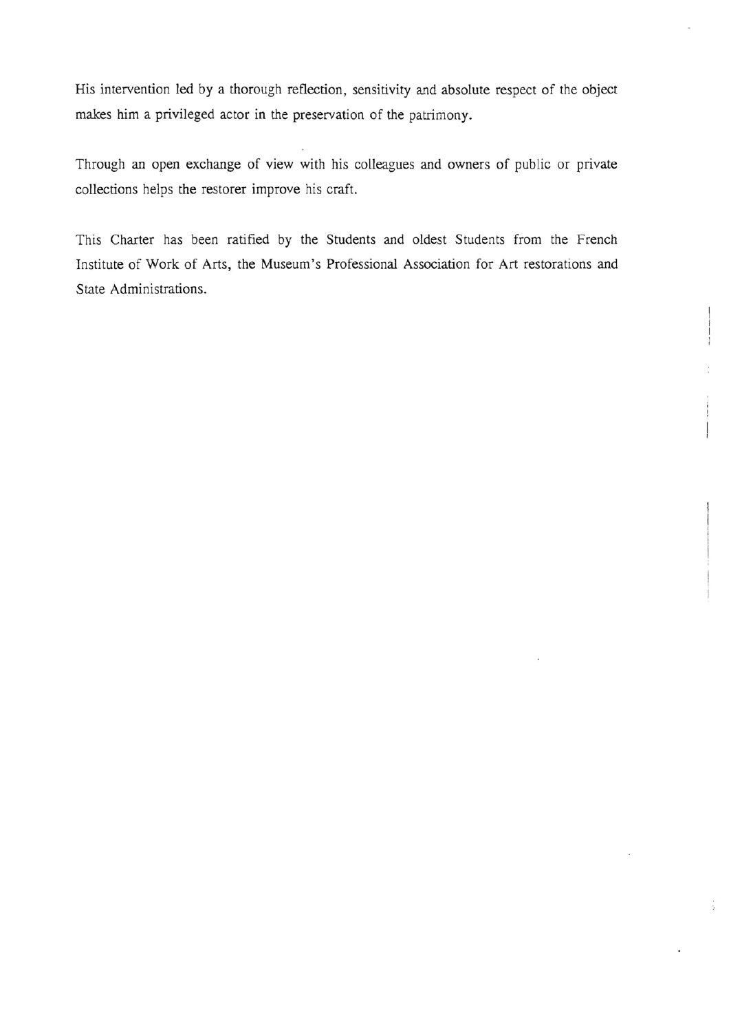His intervention led by a thorough reflection, sensitivity and absolute respect of the object makes him a privileged actor in the preservation of the patrimony.

Through an open exchange of view with his colleagues and owners of public or private collections helps the restorer improve his craft.

This Charter has been ratified by the Students and oldest Students from the French Institute of Work of Arts, the Museum's Professional Association for Art restorations and State Administrations.